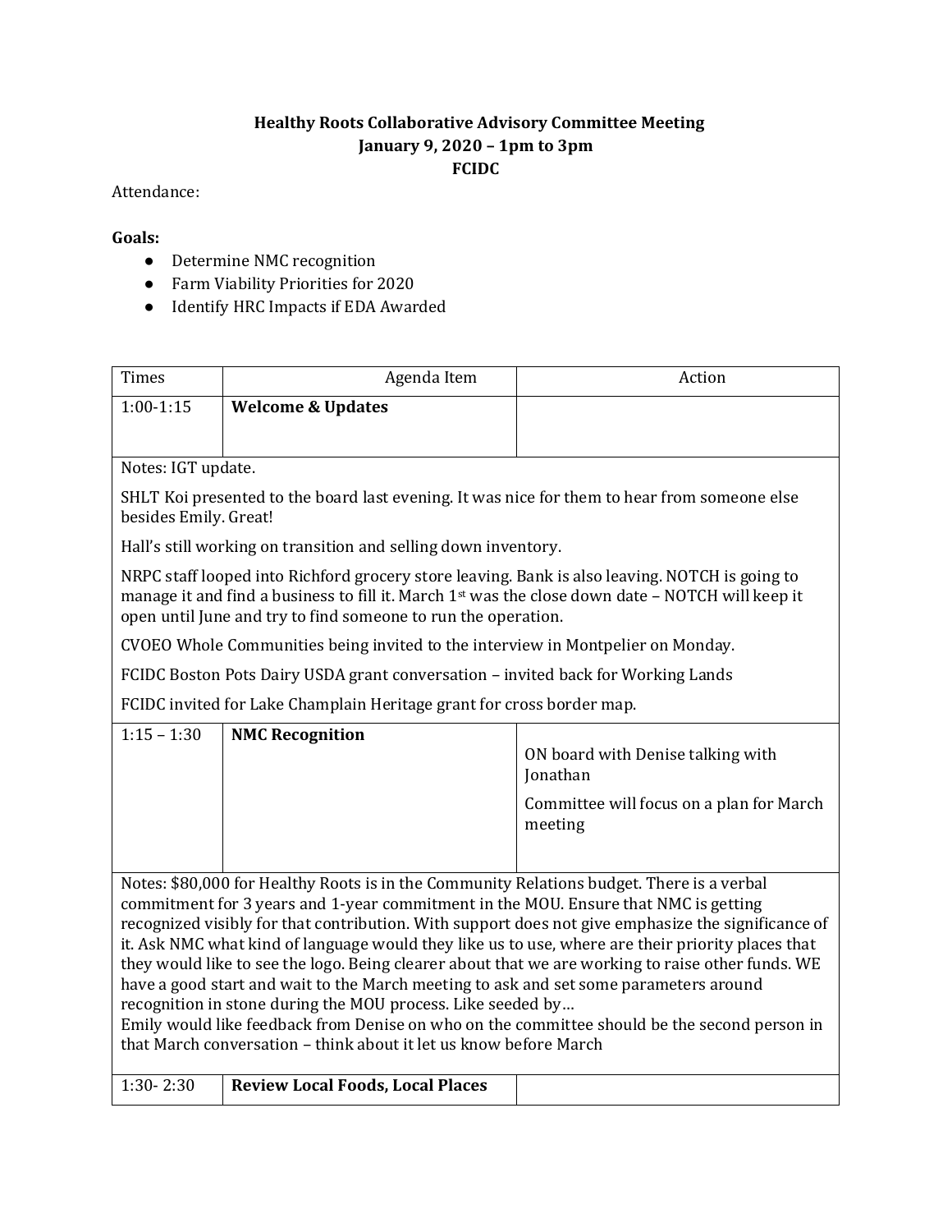**Healthy Roots Collaborative Advisory Committee Meeting**
**January 9, 2020 – 1pm to 3pm**
**FCIDC**

Attendance:

**Goals:**

- Determine NMC recognition
- Farm Viability Priorities for 2020
- Identify HRC Impacts if EDA Awarded

| Times | Agenda Item | Action |
|---|---|---|
| 1:00-1:15 | **Welcome & Updates** | |
| Notes: IGT update.<br><br>SHLT Koi presented to the board last evening. It was nice for them to hear from someone else besides Emily. Great!<br><br>Hall's still working on transition and selling down inventory.<br><br>NRPC staff looped into Richford grocery store leaving. Bank is also leaving. NOTCH is going to manage it and find a business to fill it. March 1st was the close down date – NOTCH will keep it open until June and try to find someone to run the operation.<br><br>CVOEO Whole Communities being invited to the interview in Montpelier on Monday.<br><br>FCIDC Boston Pots Dairy USDA grant conversation – invited back for Working Lands<br><br>FCIDC invited for Lake Champlain Heritage grant for cross border map. | | |
| 1:15 – 1:30 | **NMC Recognition** | ON board with Denise talking with Jonathan<br><br>Committee will focus on a plan for March meeting |
| Notes: $80,000 for Healthy Roots is in the Community Relations budget. There is a verbal commitment for 3 years and 1-year commitment in the MOU. Ensure that NMC is getting recognized visibly for that contribution. With support does not give emphasize the significance of it. Ask NMC what kind of language would they like us to use, where are their priority places that they would like to see the logo. Being clearer about that we are working to raise other funds. WE have a good start and wait to the March meeting to ask and set some parameters around recognition in stone during the MOU process. Like seeded by…<br>Emily would like feedback from Denise on who on the committee should be the second person in that March conversation – think about it let us know before March | | |
| 1:30- 2:30 | **Review Local Foods, Local Places** | |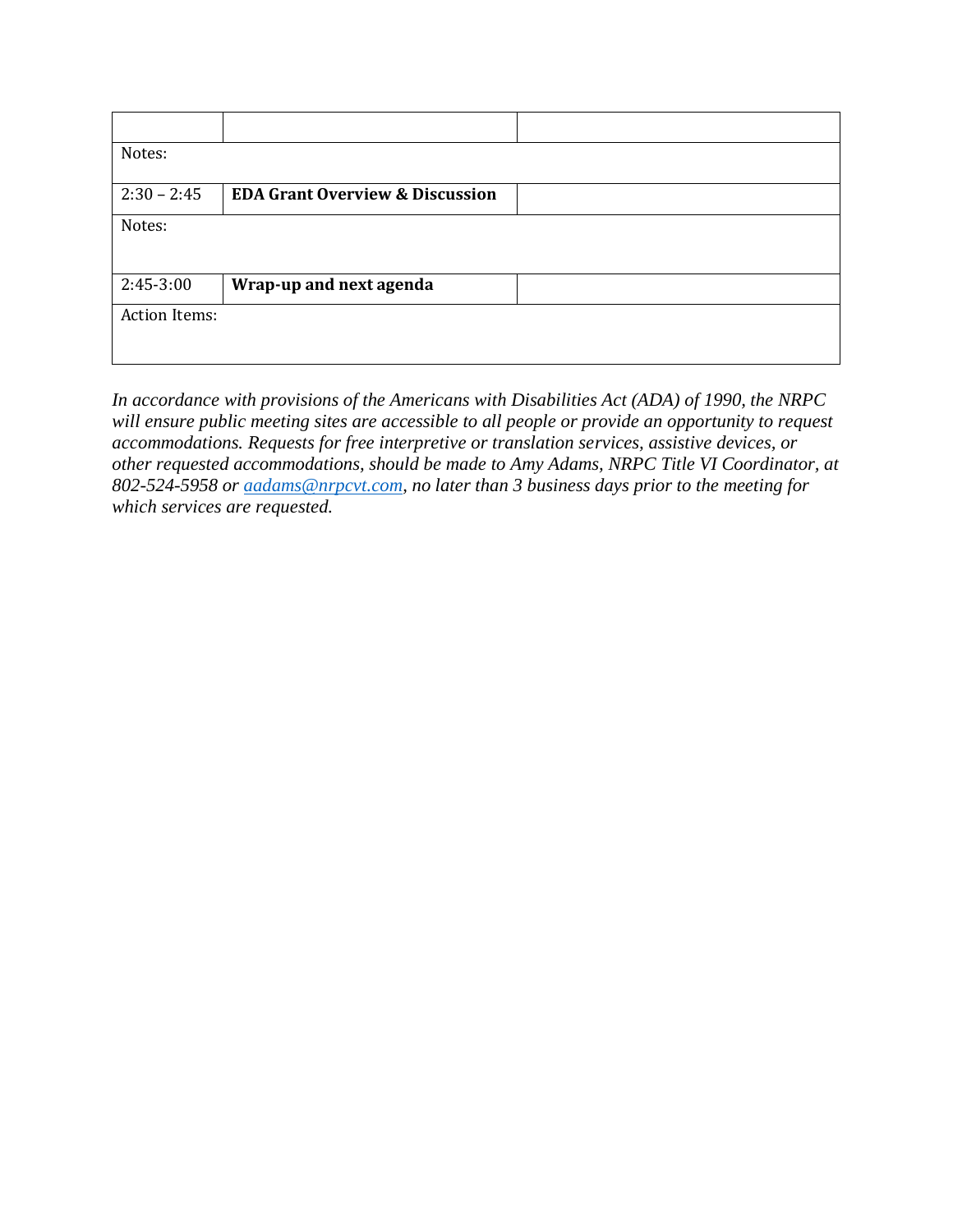| | | |
|---|---|---|
| | | |
| Notes: | | |
| 2:30 – 2:45 | **EDA Grant Overview & Discussion** | |
| Notes: | | |
| 2:45-3:00 | **Wrap-up and next agenda** | |
| Action Items: | | |

*In accordance with provisions of the Americans with Disabilities Act (ADA) of 1990, the NRPC will ensure public meeting sites are accessible to all people or provide an opportunity to request accommodations. Requests for free interpretive or translation services, assistive devices, or other requested accommodations, should be made to Amy Adams, NRPC Title VI Coordinator, at 802-524-5958 or aadams@nrpcvt.com, no later than 3 business days prior to the meeting for which services are requested.*